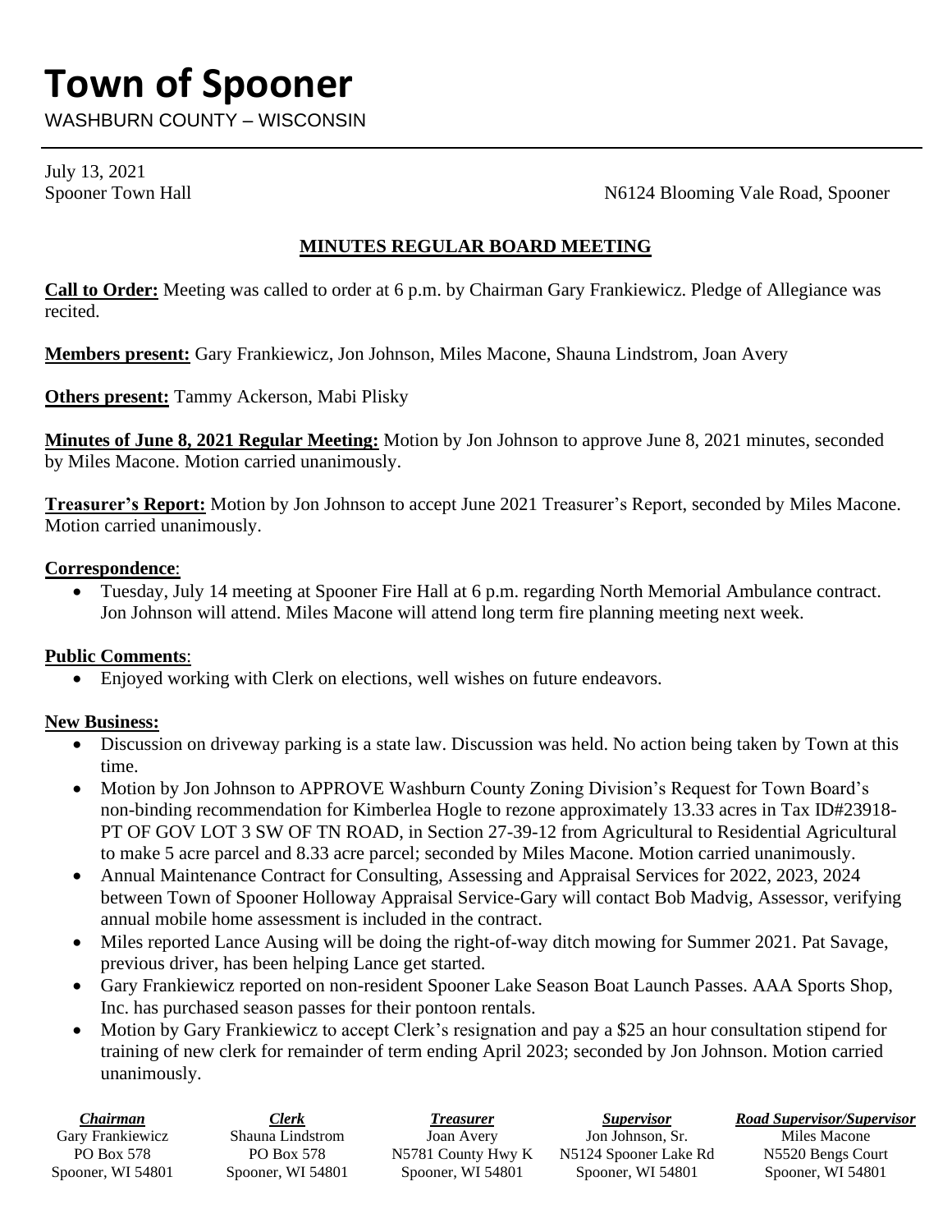# Town of Spooner

WASHBURN COUNTY – WISCONSIN

July 13, 2021
Spooner Town Hall N6124 Blooming Vale Road, Spooner

## MINUTES REGULAR BOARD MEETING

**Call to Order:** Meeting was called to order at 6 p.m. by Chairman Gary Frankiewicz. Pledge of Allegiance was recited.

**Members present:** Gary Frankiewicz, Jon Johnson, Miles Macone, Shauna Lindstrom, Joan Avery

**Others present:** Tammy Ackerson, Mabi Plisky

**Minutes of June 8, 2021 Regular Meeting:** Motion by Jon Johnson to approve June 8, 2021 minutes, seconded by Miles Macone. Motion carried unanimously.

**Treasurer's Report:** Motion by Jon Johnson to accept June 2021 Treasurer's Report, seconded by Miles Macone. Motion carried unanimously.

**Correspondence**:

- Tuesday, July 14 meeting at Spooner Fire Hall at 6 p.m. regarding North Memorial Ambulance contract. Jon Johnson will attend. Miles Macone will attend long term fire planning meeting next week.

**Public Comments**:

- Enjoyed working with Clerk on elections, well wishes on future endeavors.

**New Business:**

- Discussion on driveway parking is a state law. Discussion was held. No action being taken by Town at this time.
- Motion by Jon Johnson to APPROVE Washburn County Zoning Division's Request for Town Board's non-binding recommendation for Kimberlea Hogle to rezone approximately 13.33 acres in Tax ID#23918-PT OF GOV LOT 3 SW OF TN ROAD, in Section 27-39-12 from Agricultural to Residential Agricultural to make 5 acre parcel and 8.33 acre parcel; seconded by Miles Macone. Motion carried unanimously.
- Annual Maintenance Contract for Consulting, Assessing and Appraisal Services for 2022, 2023, 2024 between Town of Spooner Holloway Appraisal Service-Gary will contact Bob Madvig, Assessor, verifying annual mobile home assessment is included in the contract.
- Miles reported Lance Ausing will be doing the right-of-way ditch mowing for Summer 2021. Pat Savage, previous driver, has been helping Lance get started.
- Gary Frankiewicz reported on non-resident Spooner Lake Season Boat Launch Passes. AAA Sports Shop, Inc. has purchased season passes for their pontoon rentals.
- Motion by Gary Frankiewicz to accept Clerk's resignation and pay a $25 an hour consultation stipend for training of new clerk for remainder of term ending April 2023; seconded by Jon Johnson. Motion carried unanimously.

| ***Chairman*** | ***Clerk*** | ***Treasurer*** | ***Supervisor*** | ***Road Supervisor/Supervisor*** |
|---|---|---|---|---|
| Gary Frankiewicz | Shauna Lindstrom | Joan Avery | Jon Johnson, Sr. | Miles Macone |
| PO Box 578 | PO Box 578 | N5781 County Hwy K | N5124 Spooner Lake Rd | N5520 Bengs Court |
| Spooner, WI 54801 | Spooner, WI 54801 | Spooner, WI 54801 | Spooner, WI 54801 | Spooner, WI 54801 |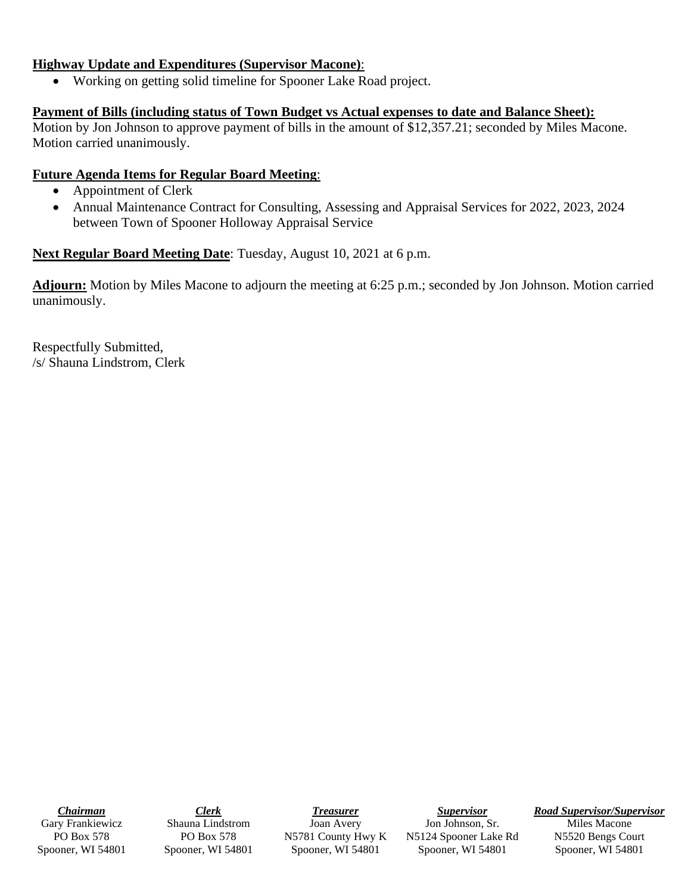**Highway Update and Expenditures (Supervisor Macone)**:

- Working on getting solid timeline for Spooner Lake Road project.

**Payment of Bills (including status of Town Budget vs Actual expenses to date and Balance Sheet):**
Motion by Jon Johnson to approve payment of bills in the amount of $12,357.21; seconded by Miles Macone. Motion carried unanimously.

**Future Agenda Items for Regular Board Meeting**:

- Appointment of Clerk
- Annual Maintenance Contract for Consulting, Assessing and Appraisal Services for 2022, 2023, 2024 between Town of Spooner Holloway Appraisal Service

**Next Regular Board Meeting Date**: Tuesday, August 10, 2021 at 6 p.m.

**Adjourn:** Motion by Miles Macone to adjourn the meeting at 6:25 p.m.; seconded by Jon Johnson. Motion carried unanimously.

Respectfully Submitted,
/s/ Shauna Lindstrom, Clerk

| ***Chairman*** | ***Clerk*** | ***Treasurer*** | ***Supervisor*** | ***Road Supervisor/Supervisor*** |
|---|---|---|---|---|
| Gary Frankiewicz | Shauna Lindstrom | Joan Avery | Jon Johnson, Sr. | Miles Macone |
| PO Box 578 | PO Box 578 | N5781 County Hwy K | N5124 Spooner Lake Rd | N5520 Bengs Court |
| Spooner, WI 54801 | Spooner, WI 54801 | Spooner, WI 54801 | Spooner, WI 54801 | Spooner, WI 54801 |